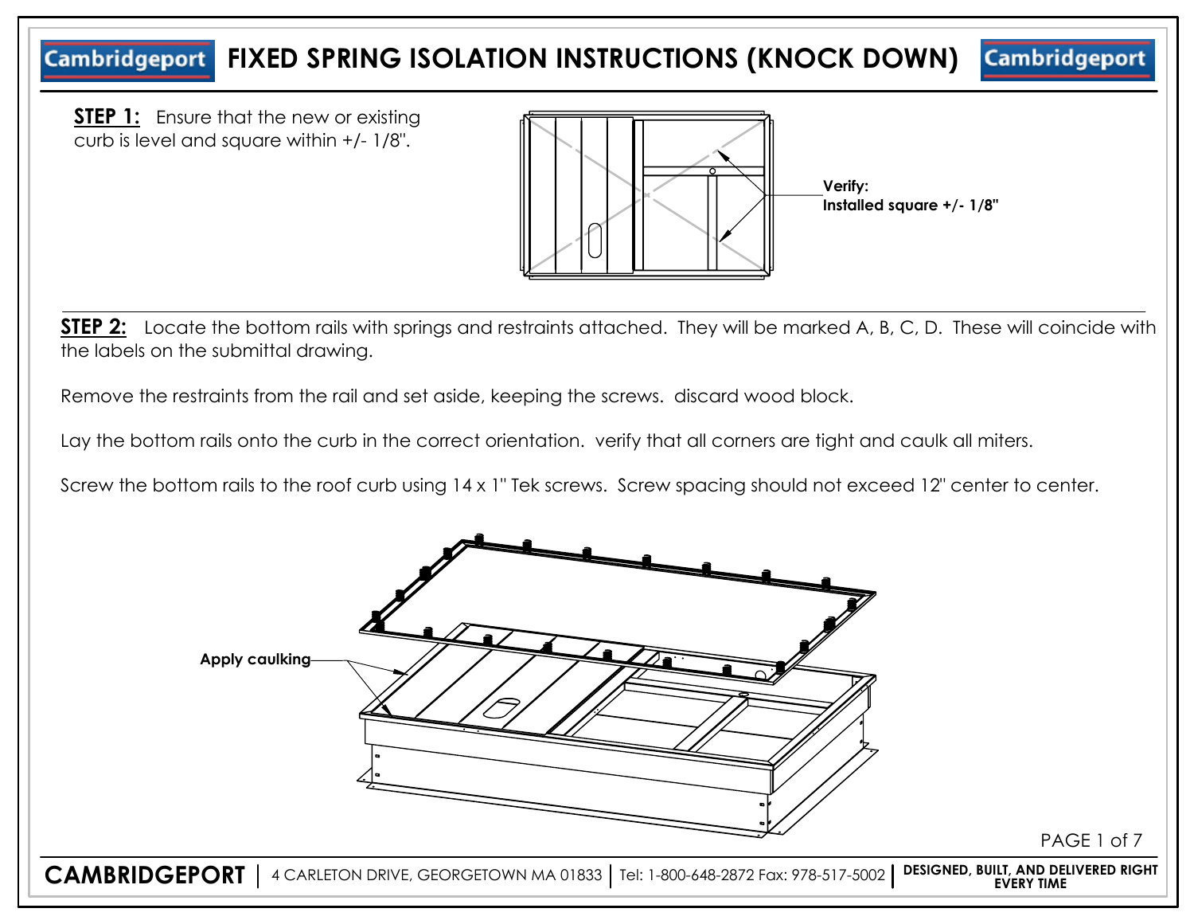# FIXED SPRING ISOLATION INSTRUCTIONS (KNOCK DOWN)

**STEP 1:** Ensure that the new or existing curb is level and square within +/- 1/8".

**Verify: Installed square +/- 1/8"**

**STEP 2:** Locate the bottom rails with springs and restraints attached. They will be marked A, B, C, D. These will coincide with the labels on the submittal drawing.

Remove the restraints from the rail and set aside, keeping the screws. discard wood block.

Lay the bottom rails onto the curb in the correct orientation. verify that all corners are tight and caulk all miters.

Screw the bottom rails to the roof curb using 14 x 1" Tek screws. Screw spacing should not exceed 12" center to center.

**Apply caulking**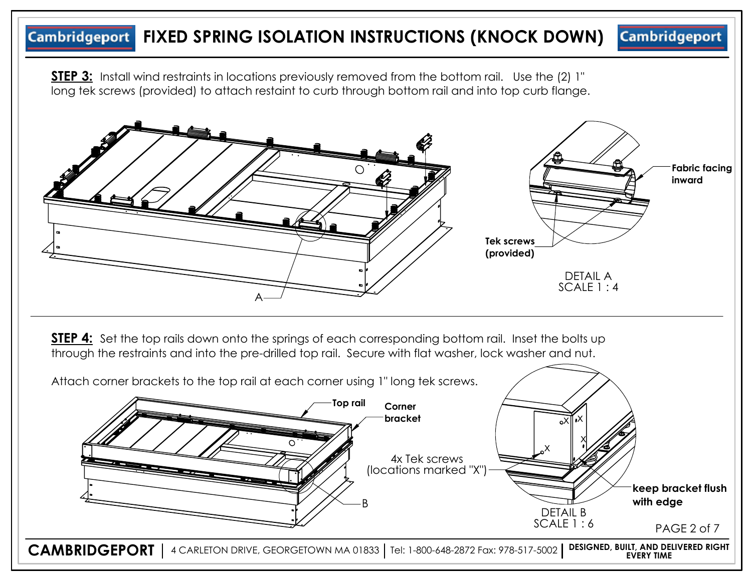# FIXED SPRING ISOLATION INSTRUCTIONS (KNOCK DOWN)

**STEP 3:** Install wind restraints in locations previously removed from the bottom rail. Use the (2) 1" long tek screws (provided) to attach restaint to curb through bottom rail and into top curb flange.

A

**Fabric facing inward**

**Tek screws (provided)**

DETAIL A
SCALE 1 : 4

**STEP 4:** Set the top rails down onto the springs of each corresponding bottom rail. Inset the bolts up through the restraints and into the pre-drilled top rail. Secure with flat washer, lock washer and nut.

Attach corner brackets to the top rail at each corner using 1" long tek screws.

**Top rail**

**Corner bracket**

4x Tek screws (locations marked "X")

B

**keep bracket flush with edge**

DETAIL B
SCALE 1 : 6

**CAMBRIDGEPORT** | 4 CARLETON DRIVE, GEORGETOWN MA 01833 | Tel: 1-800-648-2872 Fax: 978-517-5002 | **DESIGNED, BUILT, AND DELIVERED RIGHT EVERY TIME**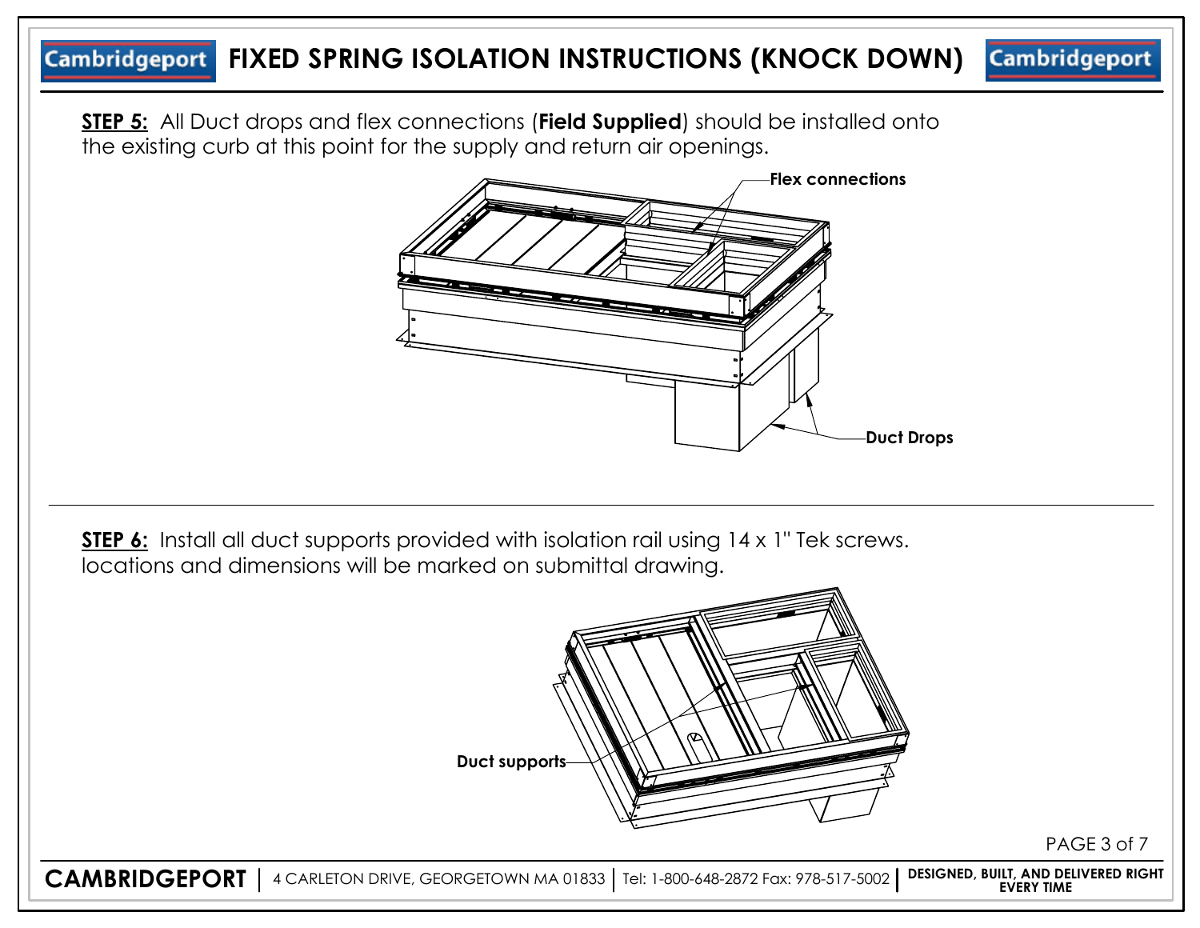# FIXED SPRING ISOLATION INSTRUCTIONS (KNOCK DOWN)

**STEP 5:** All Duct drops and flex connections (**Field Supplied**) should be installed onto the existing curb at this point for the supply and return air openings.

**Flex connections**

**Duct Drops**

**STEP 6:** Install all duct supports provided with isolation rail using 14 x 1" Tek screws. locations and dimensions will be marked on submittal drawing.

**Duct supports**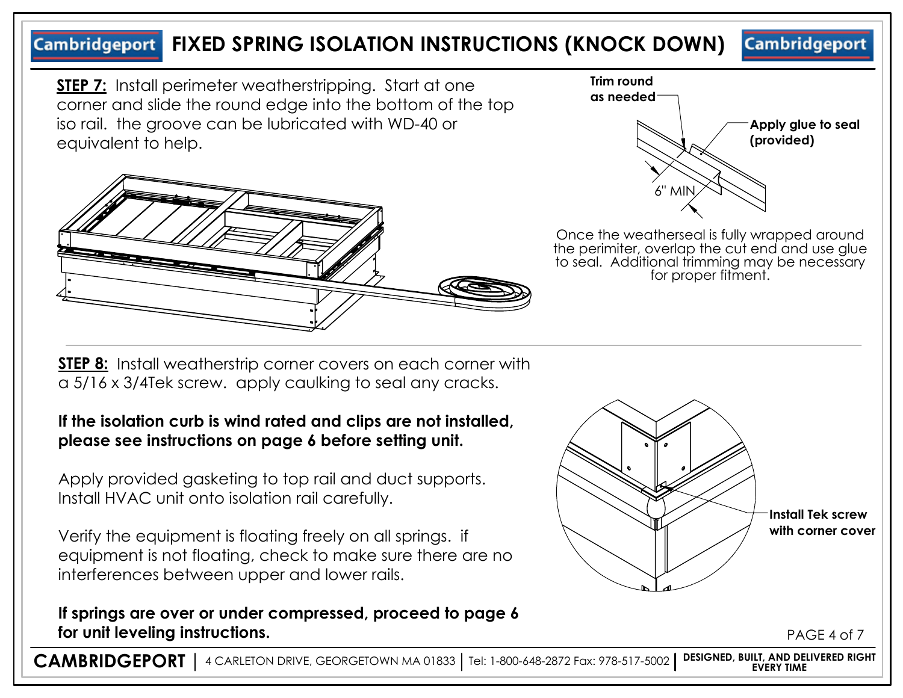# FIXED SPRING ISOLATION INSTRUCTIONS (KNOCK DOWN)

**STEP 7:** Install perimeter weatherstripping. Start at one corner and slide the round edge into the bottom of the top iso rail. the groove can be lubricated with WD-40 or equivalent to help.

Trim round as needed

Apply glue to seal (provided)

6" MIN

Once the weatherseal is fully wrapped around the perimiter, overlap the cut end and use glue to seal. Additional trimming may be necessary for proper fitment.

---

**STEP 8:** Install weatherstrip corner covers on each corner with a 5/16 x 3/4Tek screw. apply caulking to seal any cracks.

**If the isolation curb is wind rated and clips are not installed, please see instructions on page 6 before setting unit.**

Apply provided gasketing to top rail and duct supports. Install HVAC unit onto isolation rail carefully.

Verify the equipment is floating freely on all springs. if equipment is not floating, check to make sure there are no interferences between upper and lower rails.

**If springs are over or under compressed, proceed to page 6 for unit leveling instructions.**

Install Tek screw with corner cover

**CAMBRIDGEPORT** | 4 CARLETON DRIVE, GEORGETOWN MA 01833 | Tel: 1-800-648-2872 Fax: 978-517-5002 | **DESIGNED, BUILT, AND DELIVERED RIGHT EVERY TIME**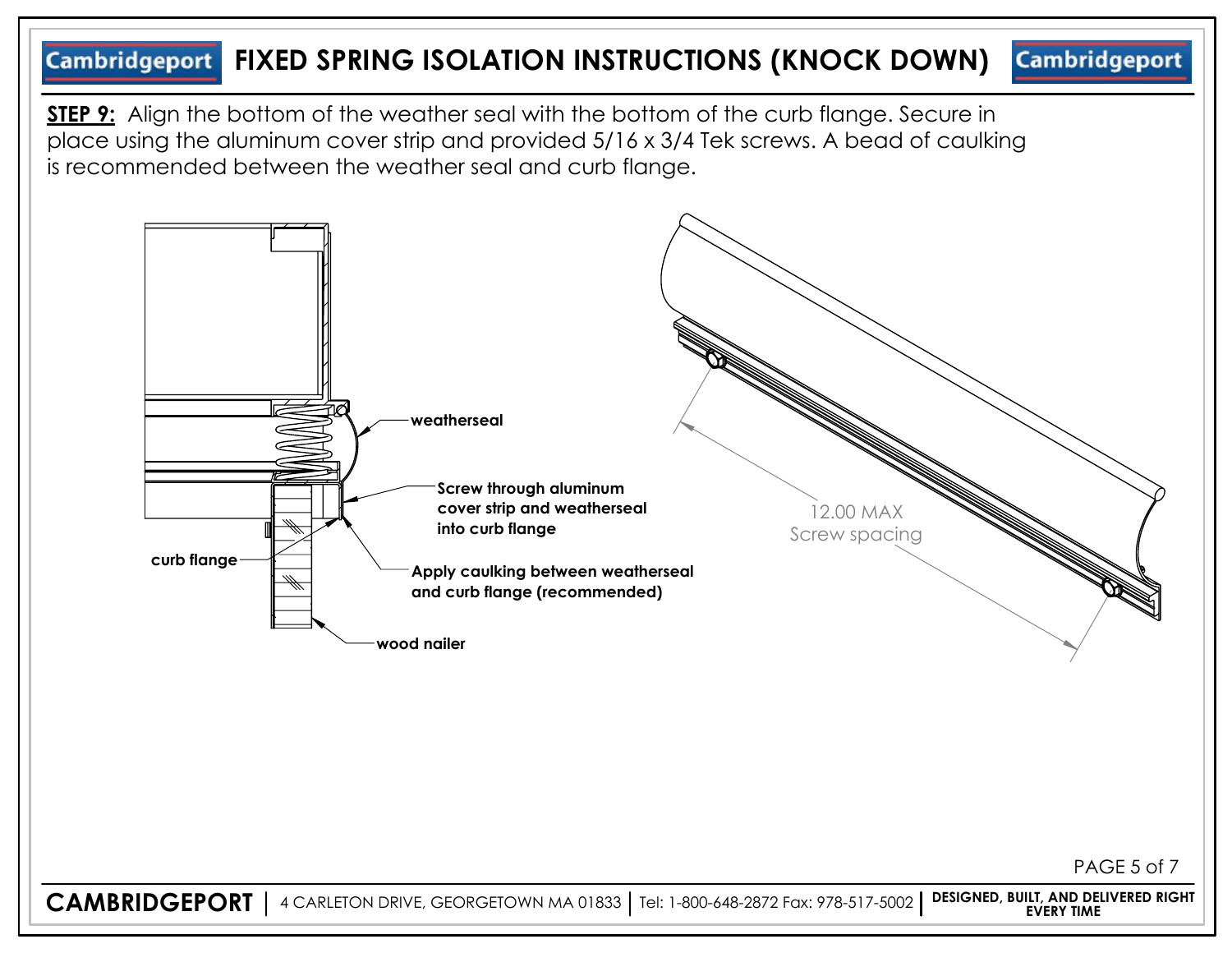# FIXED SPRING ISOLATION INSTRUCTIONS (KNOCK DOWN)

**STEP 9:** Align the bottom of the weather seal with the bottom of the curb flange. Secure in place using the aluminum cover strip and provided 5/16 x 3/4 Tek screws. A bead of caulking is recommended between the weather seal and curb flange.

**weatherseal**

**Screw through aluminum cover strip and weatherseal into curb flange**

**curb flange**

**Apply caulking between weatherseal and curb flange (recommended)**

**wood nailer**

12.00 MAX
Screw spacing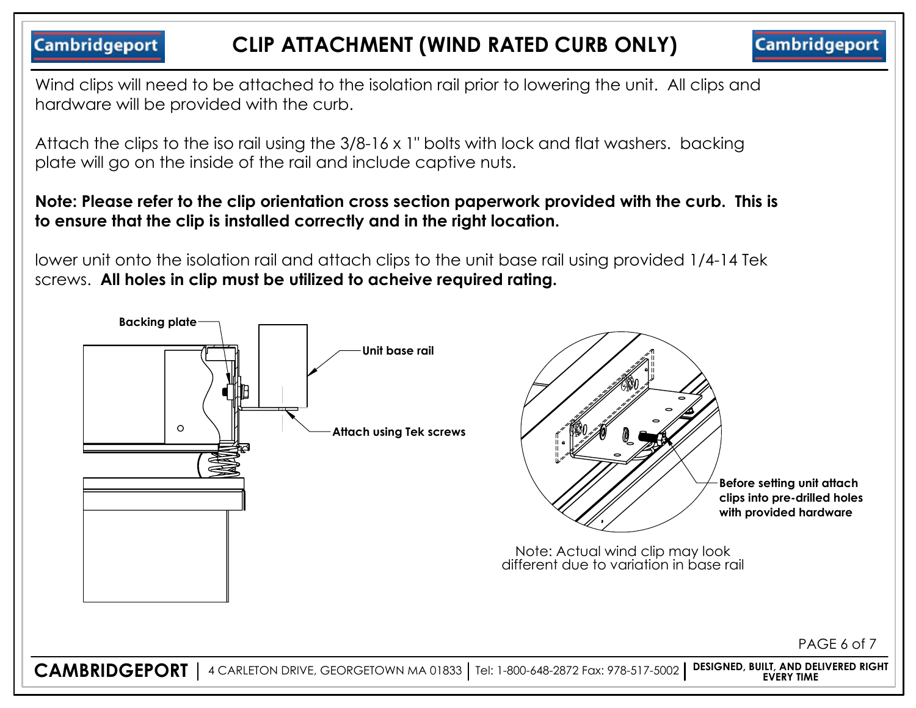# CLIP ATTACHMENT (WIND RATED CURB ONLY)

Wind clips will need to be attached to the isolation rail prior to lowering the unit. All clips and hardware will be provided with the curb.

Attach the clips to the iso rail using the 3/8-16 x 1" bolts with lock and flat washers. backing plate will go on the inside of the rail and include captive nuts.

**Note: Please refer to the clip orientation cross section paperwork provided with the curb. This is to ensure that the clip is installed correctly and in the right location.**

lower unit onto the isolation rail and attach clips to the unit base rail using provided 1/4-14 Tek screws. **All holes in clip must be utilized to acheive required rating.**

**Backing plate**

**Unit base rail**

**Attach using Tek screws**

**Before setting unit attach clips into pre-drilled holes with provided hardware**

Note: Actual wind clip may look different due to variation in base rail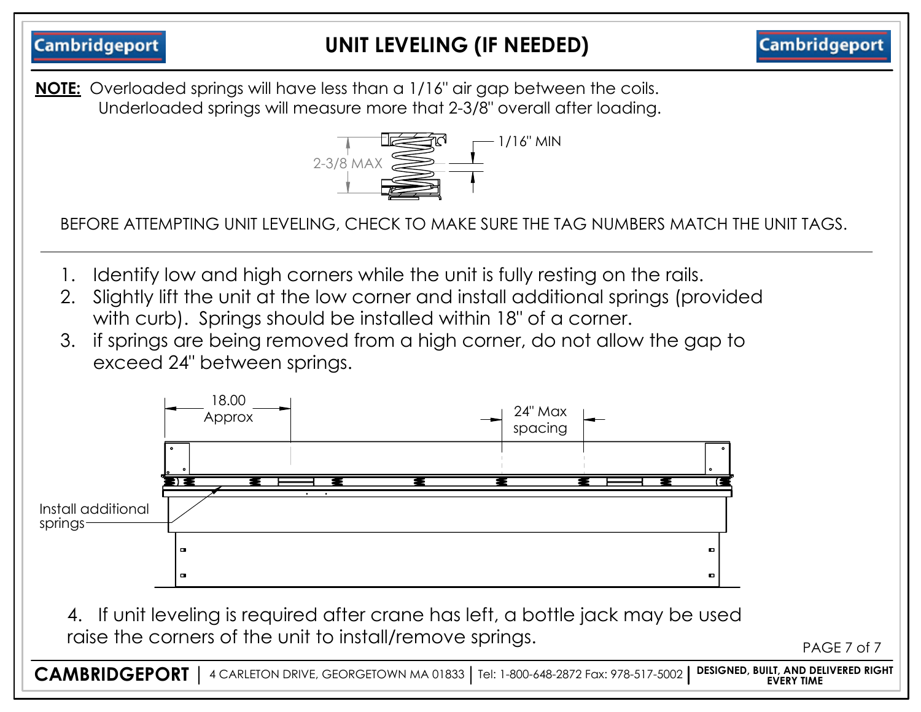# UNIT LEVELING (IF NEEDED)

**NOTE:** Overloaded springs will have less than a 1/16" air gap between the coils.
Underloaded springs will measure more that 2-3/8" overall after loading.

2-3/8 MAX

1/16" MIN

BEFORE ATTEMPTING UNIT LEVELING, CHECK TO MAKE SURE THE TAG NUMBERS MATCH THE UNIT TAGS.

1. Identify low and high corners while the unit is fully resting on the rails.
2. Slightly lift the unit at the low corner and install additional springs (provided with curb). Springs should be installed within 18" of a corner.
3. if springs are being removed from a high corner, do not allow the gap to exceed 24" between springs.

18.00
Approx

24" Max
spacing

Install additional
springs

4. If unit leveling is required after crane has left, a bottle jack may be used raise the corners of the unit to install/remove springs.

**CAMBRIDGEPORT** | 4 CARLETON DRIVE, GEORGETOWN MA 01833 | Tel: 1-800-648-2872 Fax: 978-517-5002 | **DESIGNED, BUILT, AND DELIVERED RIGHT EVERY TIME**